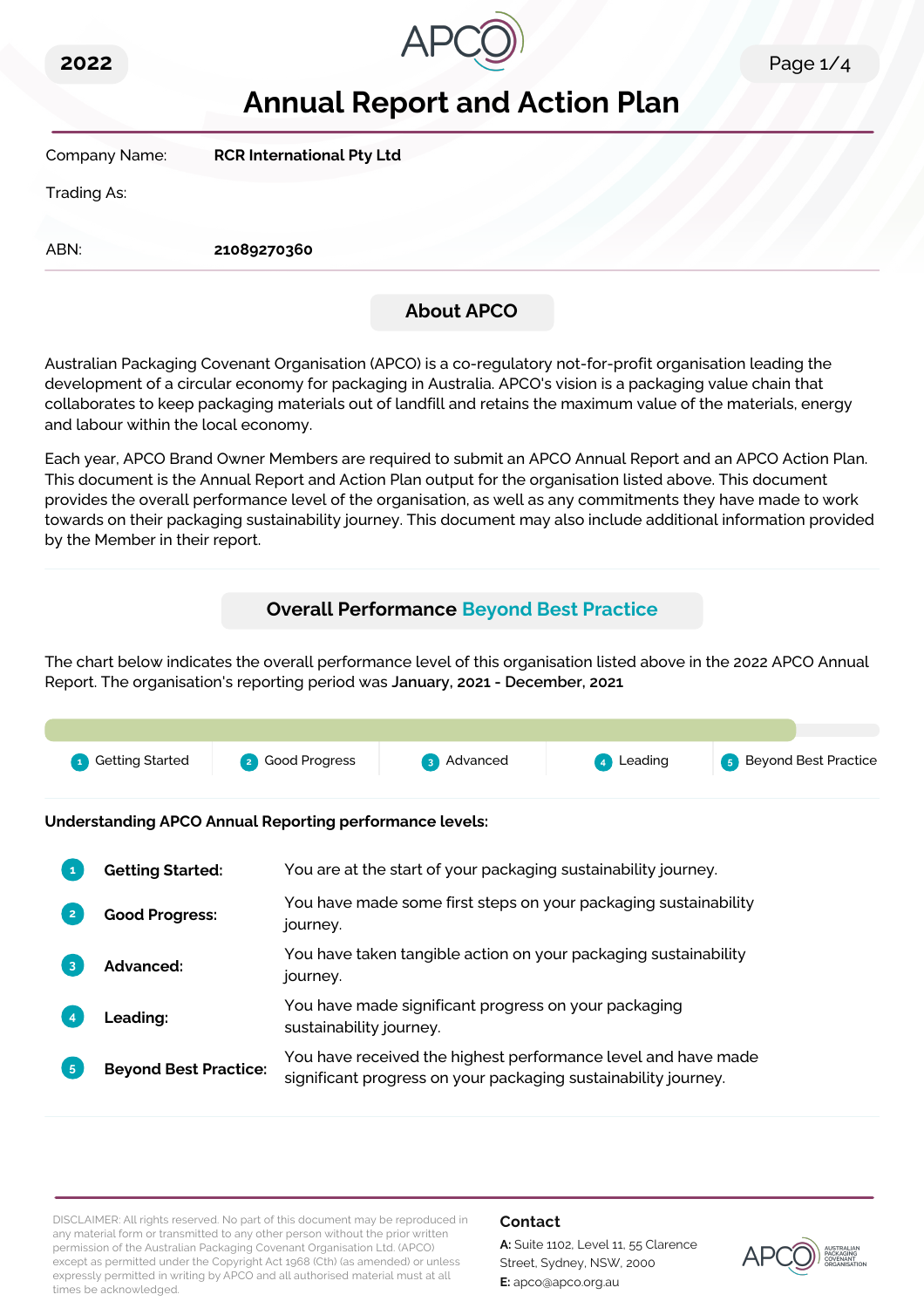2022

# Annual Report and Action Plan

Company Name: **RCR International Pty Ltd**

Trading As:

ABN: **21089270360**

## About APCO

Australian Packaging Covenant Organisation (APCO) is a co-regulatory not-for-profit organisation leading the development of a circular economy for packaging in Australia. APCO's vision is a packaging value chain that collaborates to keep packaging materials out of landfill and retains the maximum value of the materials, energy and labour within the local economy.

Each year, APCO Brand Owner Members are required to submit an APCO Annual Report and an APCO Action Plan. This document is the Annual Report and Action Plan output for the organisation listed above. This document provides the overall performance level of the organisation, as well as any commitments they have made to work towards on their packaging sustainability journey. This document may also include additional information provided by the Member in their report.

## Overall Performance Beyond Best Practice

The chart below indicates the overall performance level of this organisation listed above in the 2022 APCO Annual Report. The organisation's reporting period was **January, 2021 - December, 2021**

1 Getting Started | 2 Good Progress | 3 Advanced | 4 Leading | 5 Beyond Best Practice

**Understanding APCO Annual Reporting performance levels:**

| | | |
|---|---|---|
| 1 | **Getting Started:** | You are at the start of your packaging sustainability journey. |
| 2 | **Good Progress:** | You have made some first steps on your packaging sustainability journey. |
| 3 | **Advanced:** | You have taken tangible action on your packaging sustainability journey. |
| 4 | **Leading:** | You have made significant progress on your packaging sustainability journey. |
| 5 | **Beyond Best Practice:** | You have received the highest performance level and have made significant progress on your packaging sustainability journey. |

DISCLAIMER: All rights reserved. No part of this document may be reproduced in any material form or transmitted to any other person without the prior written permission of the Australian Packaging Covenant Organisation Ltd. (APCO) except as permitted under the Copyright Act 1968 (Cth) (as amended) or unless expressly permitted in writing by APCO and all authorised material must at all times be acknowledged.

**Contact**

**A:** Suite 1102, Level 11, 55 Clarence Street, Sydney, NSW, 2000

**E:** apco@apco.org.au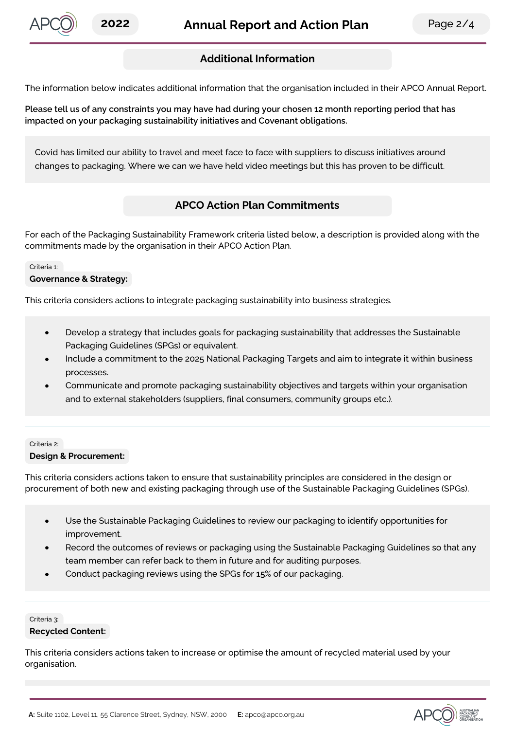## Additional Information

The information below indicates additional information that the organisation included in their APCO Annual Report.

**Please tell us of any constraints you may have had during your chosen 12 month reporting period that has impacted on your packaging sustainability initiatives and Covenant obligations.**

Covid has limited our ability to travel and meet face to face with suppliers to discuss initiatives around changes to packaging. Where we can we have held video meetings but this has proven to be difficult.

## APCO Action Plan Commitments

For each of the Packaging Sustainability Framework criteria listed below, a description is provided along with the commitments made by the organisation in their APCO Action Plan.

Criteria 1:

### Governance & Strategy:

This criteria considers actions to integrate packaging sustainability into business strategies.

- Develop a strategy that includes goals for packaging sustainability that addresses the Sustainable Packaging Guidelines (SPGs) or equivalent.
- Include a commitment to the 2025 National Packaging Targets and aim to integrate it within business processes.
- Communicate and promote packaging sustainability objectives and targets within your organisation and to external stakeholders (suppliers, final consumers, community groups etc.).

Criteria 2:

### Design & Procurement:

This criteria considers actions taken to ensure that sustainability principles are considered in the design or procurement of both new and existing packaging through use of the Sustainable Packaging Guidelines (SPGs).

- Use the Sustainable Packaging Guidelines to review our packaging to identify opportunities for improvement.
- Record the outcomes of reviews or packaging using the Sustainable Packaging Guidelines so that any team member can refer back to them in future and for auditing purposes.
- Conduct packaging reviews using the SPGs for **15**% of our packaging.

Criteria 3:

### Recycled Content:

This criteria considers actions taken to increase or optimise the amount of recycled material used by your organisation.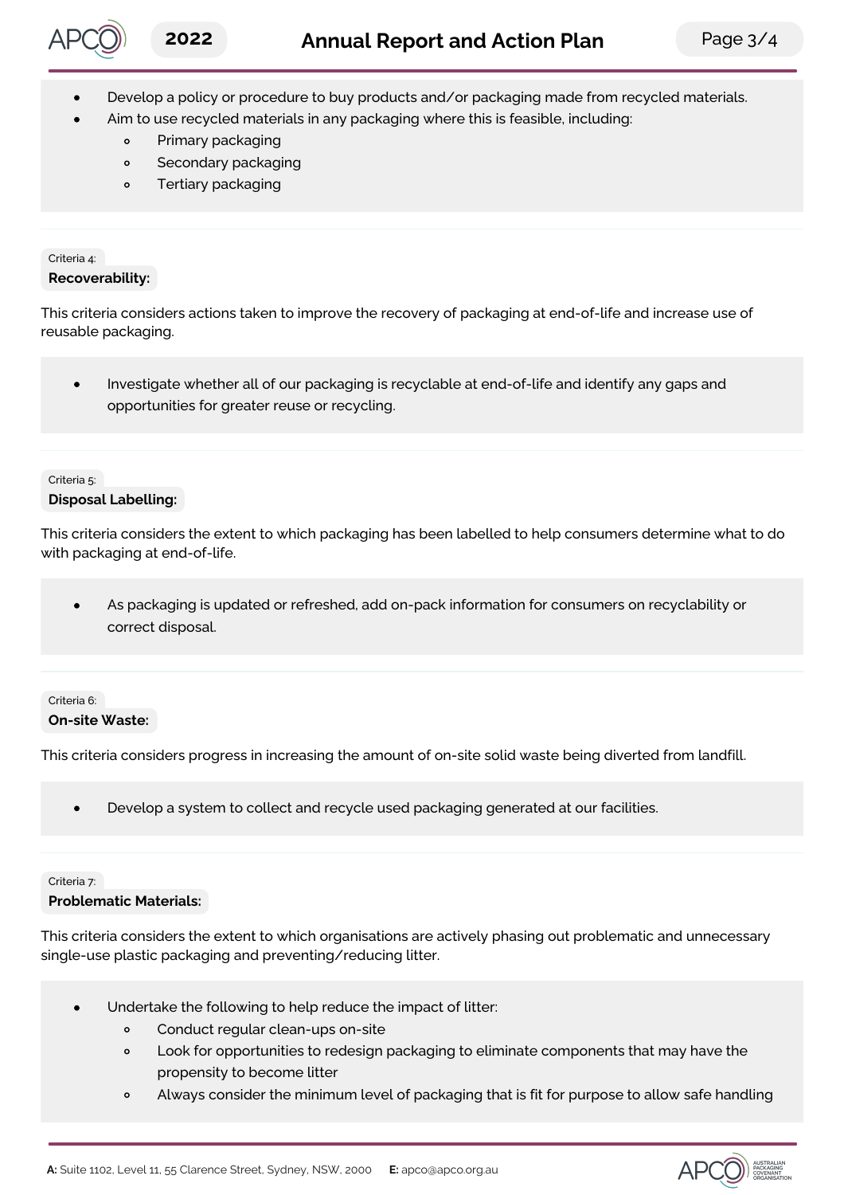- Develop a policy or procedure to buy products and/or packaging made from recycled materials.
- Aim to use recycled materials in any packaging where this is feasible, including:
  - Primary packaging
  - Secondary packaging
  - Tertiary packaging

Criteria 4:

**Recoverability:**

This criteria considers actions taken to improve the recovery of packaging at end-of-life and increase use of reusable packaging.

- Investigate whether all of our packaging is recyclable at end-of-life and identify any gaps and opportunities for greater reuse or recycling.

Criteria 5:

**Disposal Labelling:**

This criteria considers the extent to which packaging has been labelled to help consumers determine what to do with packaging at end-of-life.

- As packaging is updated or refreshed, add on-pack information for consumers on recyclability or correct disposal.

Criteria 6:

**On-site Waste:**

This criteria considers progress in increasing the amount of on-site solid waste being diverted from landfill.

- Develop a system to collect and recycle used packaging generated at our facilities.

Criteria 7:

**Problematic Materials:**

This criteria considers the extent to which organisations are actively phasing out problematic and unnecessary single-use plastic packaging and preventing/reducing litter.

- Undertake the following to help reduce the impact of litter:
  - Conduct regular clean-ups on-site
  - Look for opportunities to redesign packaging to eliminate components that may have the propensity to become litter
  - Always consider the minimum level of packaging that is fit for purpose to allow safe handling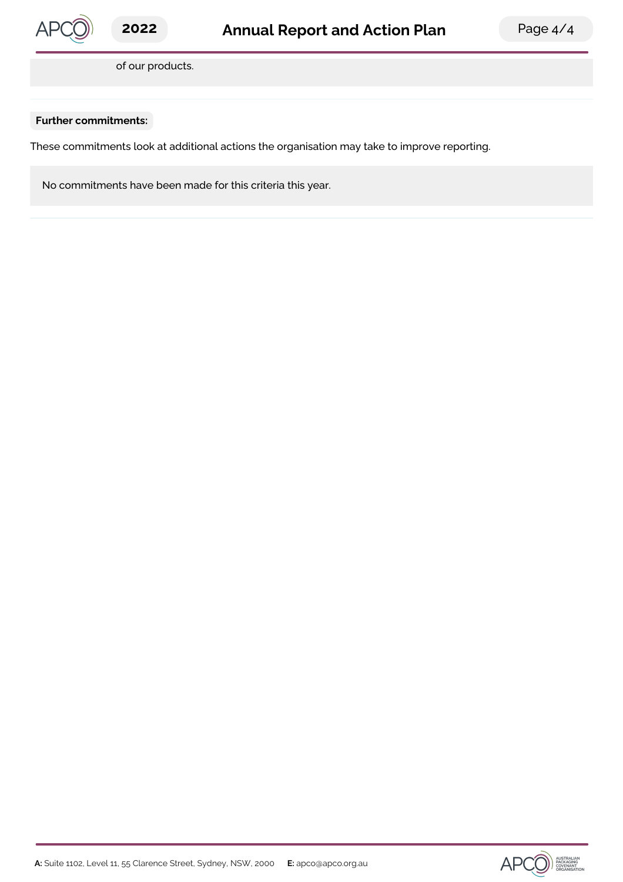of our products.

**Further commitments:**

These commitments look at additional actions the organisation may take to improve reporting.

No commitments have been made for this criteria this year.